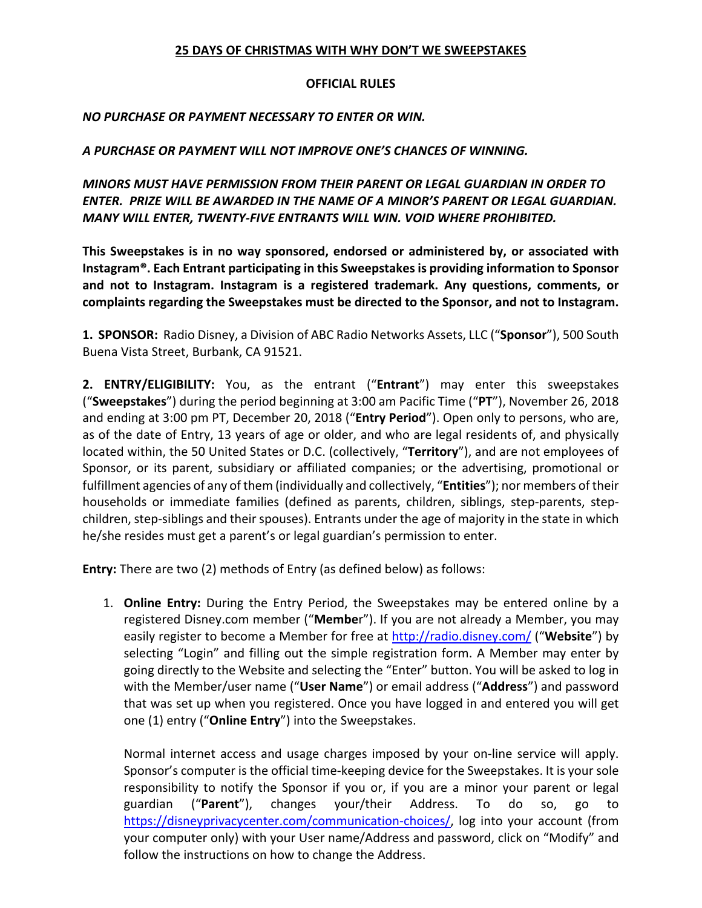# 25 DAYS OF CHRISTMAS WITH WHY DON'T WE SWEEPSTAKES

## OFFICIAL RULES

*NO PURCHASE OR PAYMENT NECESSARY TO ENTER OR WIN.*

*A PURCHASE OR PAYMENT WILL NOT IMPROVE ONE'S CHANCES OF WINNING.*

*MINORS MUST HAVE PERMISSION FROM THEIR PARENT OR LEGAL GUARDIAN IN ORDER TO ENTER. PRIZE WILL BE AWARDED IN THE NAME OF A MINOR'S PARENT OR LEGAL GUARDIAN. MANY WILL ENTER, TWENTY-FIVE ENTRANTS WILL WIN. VOID WHERE PROHIBITED.*

**This Sweepstakes is in no way sponsored, endorsed or administered by, or associated with Instagram®. Each Entrant participating in this Sweepstakes is providing information to Sponsor and not to Instagram. Instagram is a registered trademark. Any questions, comments, or complaints regarding the Sweepstakes must be directed to the Sponsor, and not to Instagram.**

**1. SPONSOR:** Radio Disney, a Division of ABC Radio Networks Assets, LLC ("**Sponsor**"), 500 South Buena Vista Street, Burbank, CA 91521.

**2. ENTRY/ELIGIBILITY:** You, as the entrant ("**Entrant**") may enter this sweepstakes ("**Sweepstakes**") during the period beginning at 3:00 am Pacific Time ("**PT**"), November 26, 2018 and ending at 3:00 pm PT, December 20, 2018 ("**Entry Period**"). Open only to persons, who are, as of the date of Entry, 13 years of age or older, and who are legal residents of, and physically located within, the 50 United States or D.C. (collectively, "**Territory**"), and are not employees of Sponsor, or its parent, subsidiary or affiliated companies; or the advertising, promotional or fulfillment agencies of any of them (individually and collectively, "**Entities**"); nor members of their households or immediate families (defined as parents, children, siblings, step-parents, step-children, step-siblings and their spouses). Entrants under the age of majority in the state in which he/she resides must get a parent's or legal guardian's permission to enter.

**Entry:** There are two (2) methods of Entry (as defined below) as follows:

1. **Online Entry:** During the Entry Period, the Sweepstakes may be entered online by a registered Disney.com member ("**Member**"). If you are not already a Member, you may easily register to become a Member for free at http://radio.disney.com/ ("**Website**") by selecting "Login" and filling out the simple registration form. A Member may enter by going directly to the Website and selecting the "Enter" button. You will be asked to log in with the Member/user name ("**User Name**") or email address ("**Address**") and password that was set up when you registered. Once you have logged in and entered you will get one (1) entry ("**Online Entry**") into the Sweepstakes.

   Normal internet access and usage charges imposed by your on-line service will apply. Sponsor's computer is the official time-keeping device for the Sweepstakes. It is your sole responsibility to notify the Sponsor if you or, if you are a minor your parent or legal guardian ("**Parent**"), changes your/their Address. To do so, go to https://disneyprivacycenter.com/communication-choices/, log into your account (from your computer only) with your User name/Address and password, click on "Modify" and follow the instructions on how to change the Address.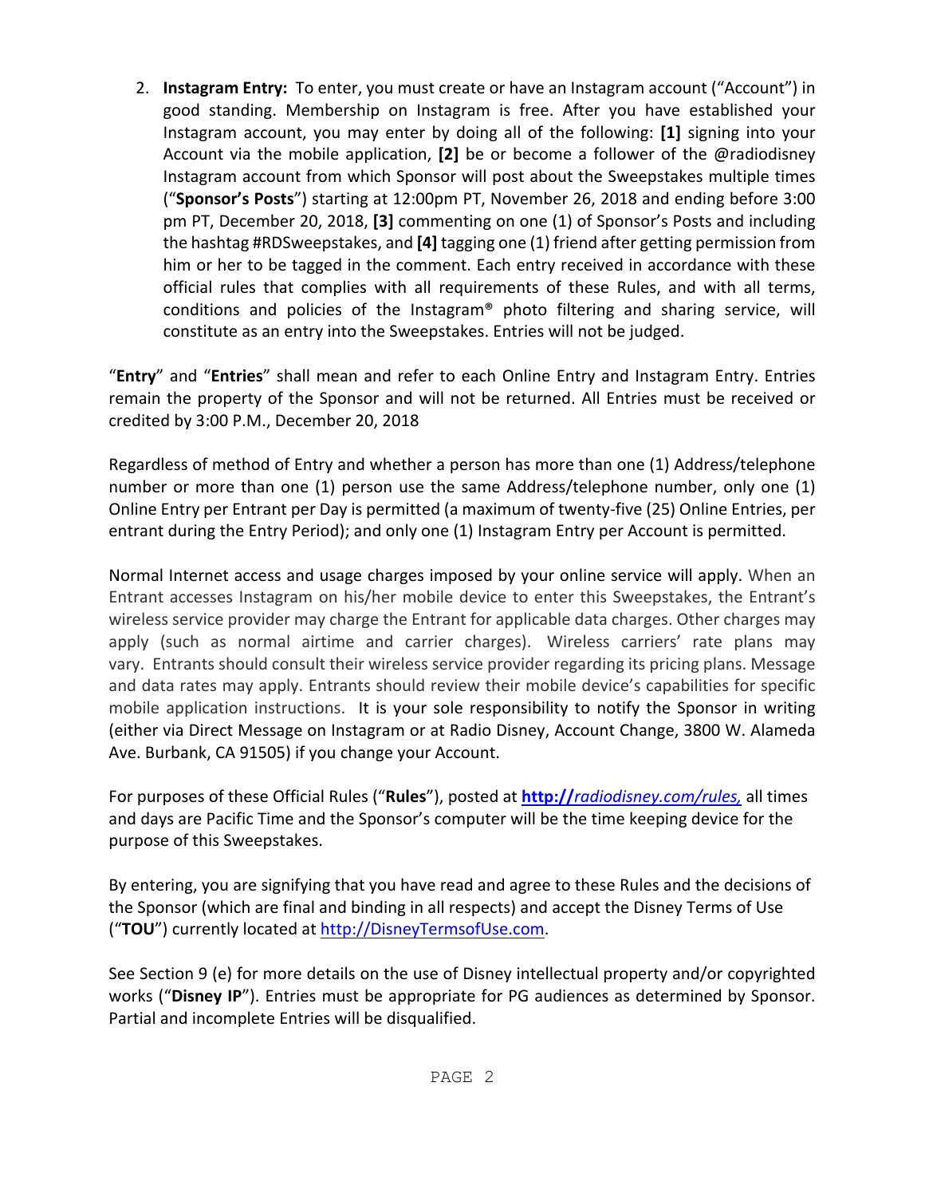2. **Instagram Entry:** To enter, you must create or have an Instagram account ("Account") in good standing. Membership on Instagram is free. After you have established your Instagram account, you may enter by doing all of the following: **[1]** signing into your Account via the mobile application, **[2]** be or become a follower of the @radiodisney Instagram account from which Sponsor will post about the Sweepstakes multiple times ("**Sponsor's Posts**") starting at 12:00pm PT, November 26, 2018 and ending before 3:00 pm PT, December 20, 2018, **[3]** commenting on one (1) of Sponsor's Posts and including the hashtag #RDSweepstakes, and **[4]** tagging one (1) friend after getting permission from him or her to be tagged in the comment. Each entry received in accordance with these official rules that complies with all requirements of these Rules, and with all terms, conditions and policies of the Instagram® photo filtering and sharing service, will constitute as an entry into the Sweepstakes. Entries will not be judged.

"**Entry**" and "**Entries**" shall mean and refer to each Online Entry and Instagram Entry. Entries remain the property of the Sponsor and will not be returned. All Entries must be received or credited by 3:00 P.M., December 20, 2018

Regardless of method of Entry and whether a person has more than one (1) Address/telephone number or more than one (1) person use the same Address/telephone number, only one (1) Online Entry per Entrant per Day is permitted (a maximum of twenty-five (25) Online Entries, per entrant during the Entry Period); and only one (1) Instagram Entry per Account is permitted.

Normal Internet access and usage charges imposed by your online service will apply. When an Entrant accesses Instagram on his/her mobile device to enter this Sweepstakes, the Entrant's wireless service provider may charge the Entrant for applicable data charges. Other charges may apply (such as normal airtime and carrier charges). Wireless carriers' rate plans may vary. Entrants should consult their wireless service provider regarding its pricing plans. Message and data rates may apply. Entrants should review their mobile device's capabilities for specific mobile application instructions. It is your sole responsibility to notify the Sponsor in writing (either via Direct Message on Instagram or at Radio Disney, Account Change, 3800 W. Alameda Ave. Burbank, CA 91505) if you change your Account.

For purposes of these Official Rules ("**Rules**"), posted at [**http://***radiodisney.com/rules,*](http://radiodisney.com/rules) all times and days are Pacific Time and the Sponsor's computer will be the time keeping device for the purpose of this Sweepstakes.

By entering, you are signifying that you have read and agree to these Rules and the decisions of the Sponsor (which are final and binding in all respects) and accept the Disney Terms of Use ("**TOU**") currently located at [http://DisneyTermsofUse.com](http://DisneyTermsofUse.com).

See Section 9 (e) for more details on the use of Disney intellectual property and/or copyrighted works ("**Disney IP**"). Entries must be appropriate for PG audiences as determined by Sponsor. Partial and incomplete Entries will be disqualified.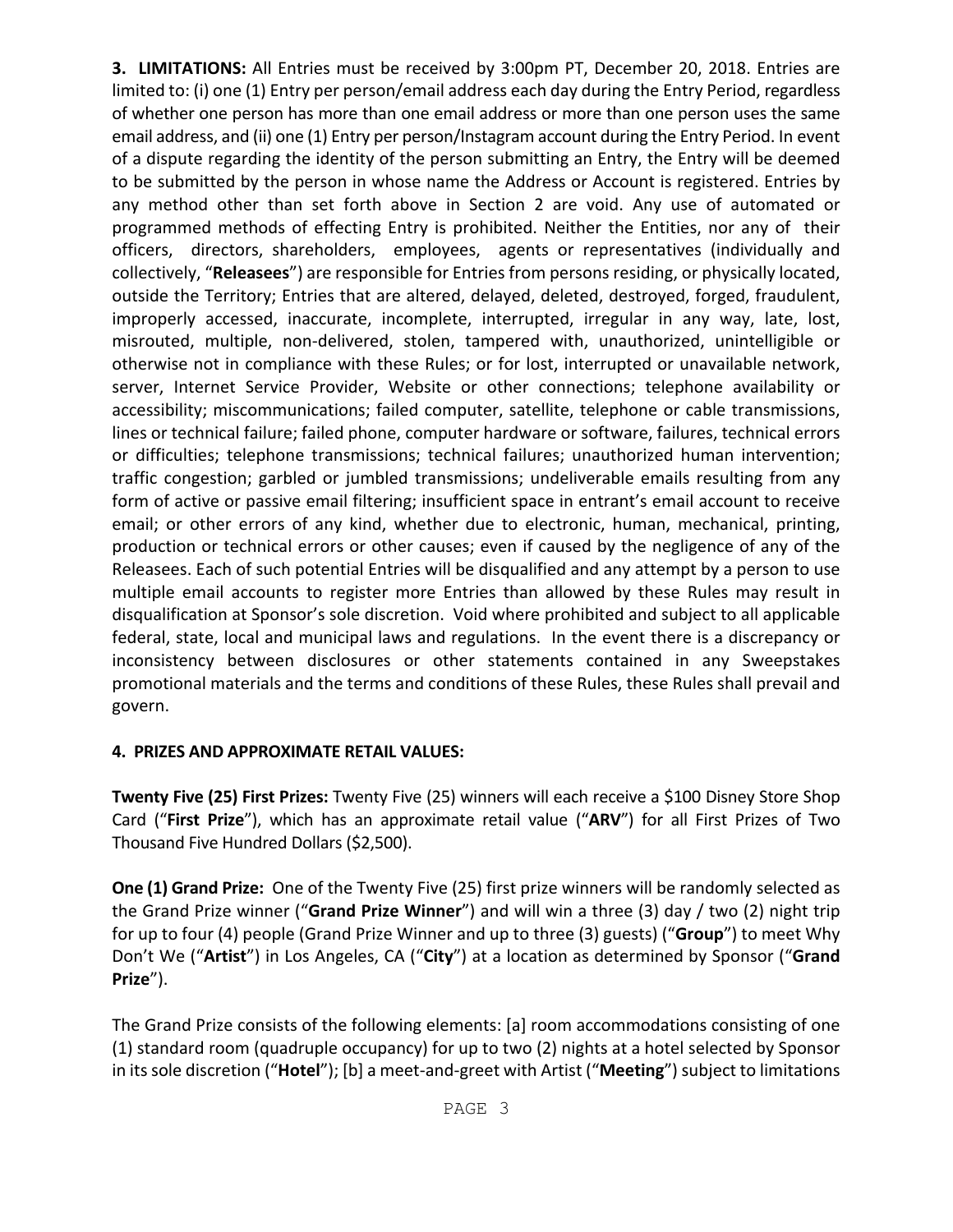**3. LIMITATIONS:** All Entries must be received by 3:00pm PT, December 20, 2018. Entries are limited to: (i) one (1) Entry per person/email address each day during the Entry Period, regardless of whether one person has more than one email address or more than one person uses the same email address, and (ii) one (1) Entry per person/Instagram account during the Entry Period. In event of a dispute regarding the identity of the person submitting an Entry, the Entry will be deemed to be submitted by the person in whose name the Address or Account is registered. Entries by any method other than set forth above in Section 2 are void. Any use of automated or programmed methods of effecting Entry is prohibited. Neither the Entities, nor any of their officers, directors, shareholders, employees, agents or representatives (individually and collectively, "**Releasees**") are responsible for Entries from persons residing, or physically located, outside the Territory; Entries that are altered, delayed, deleted, destroyed, forged, fraudulent, improperly accessed, inaccurate, incomplete, interrupted, irregular in any way, late, lost, misrouted, multiple, non-delivered, stolen, tampered with, unauthorized, unintelligible or otherwise not in compliance with these Rules; or for lost, interrupted or unavailable network, server, Internet Service Provider, Website or other connections; telephone availability or accessibility; miscommunications; failed computer, satellite, telephone or cable transmissions, lines or technical failure; failed phone, computer hardware or software, failures, technical errors or difficulties; telephone transmissions; technical failures; unauthorized human intervention; traffic congestion; garbled or jumbled transmissions; undeliverable emails resulting from any form of active or passive email filtering; insufficient space in entrant's email account to receive email; or other errors of any kind, whether due to electronic, human, mechanical, printing, production or technical errors or other causes; even if caused by the negligence of any of the Releasees. Each of such potential Entries will be disqualified and any attempt by a person to use multiple email accounts to register more Entries than allowed by these Rules may result in disqualification at Sponsor's sole discretion. Void where prohibited and subject to all applicable federal, state, local and municipal laws and regulations. In the event there is a discrepancy or inconsistency between disclosures or other statements contained in any Sweepstakes promotional materials and the terms and conditions of these Rules, these Rules shall prevail and govern.

**4. PRIZES AND APPROXIMATE RETAIL VALUES:**

**Twenty Five (25) First Prizes:** Twenty Five (25) winners will each receive a $100 Disney Store Shop Card ("**First Prize**"), which has an approximate retail value ("**ARV**") for all First Prizes of Two Thousand Five Hundred Dollars ($2,500).

**One (1) Grand Prize:** One of the Twenty Five (25) first prize winners will be randomly selected as the Grand Prize winner ("**Grand Prize Winner**") and will win a three (3) day / two (2) night trip for up to four (4) people (Grand Prize Winner and up to three (3) guests) ("**Group**") to meet Why Don't We ("**Artist**") in Los Angeles, CA ("**City**") at a location as determined by Sponsor ("**Grand Prize**").

The Grand Prize consists of the following elements: [a] room accommodations consisting of one (1) standard room (quadruple occupancy) for up to two (2) nights at a hotel selected by Sponsor in its sole discretion ("**Hotel**"); [b] a meet-and-greet with Artist ("**Meeting**") subject to limitations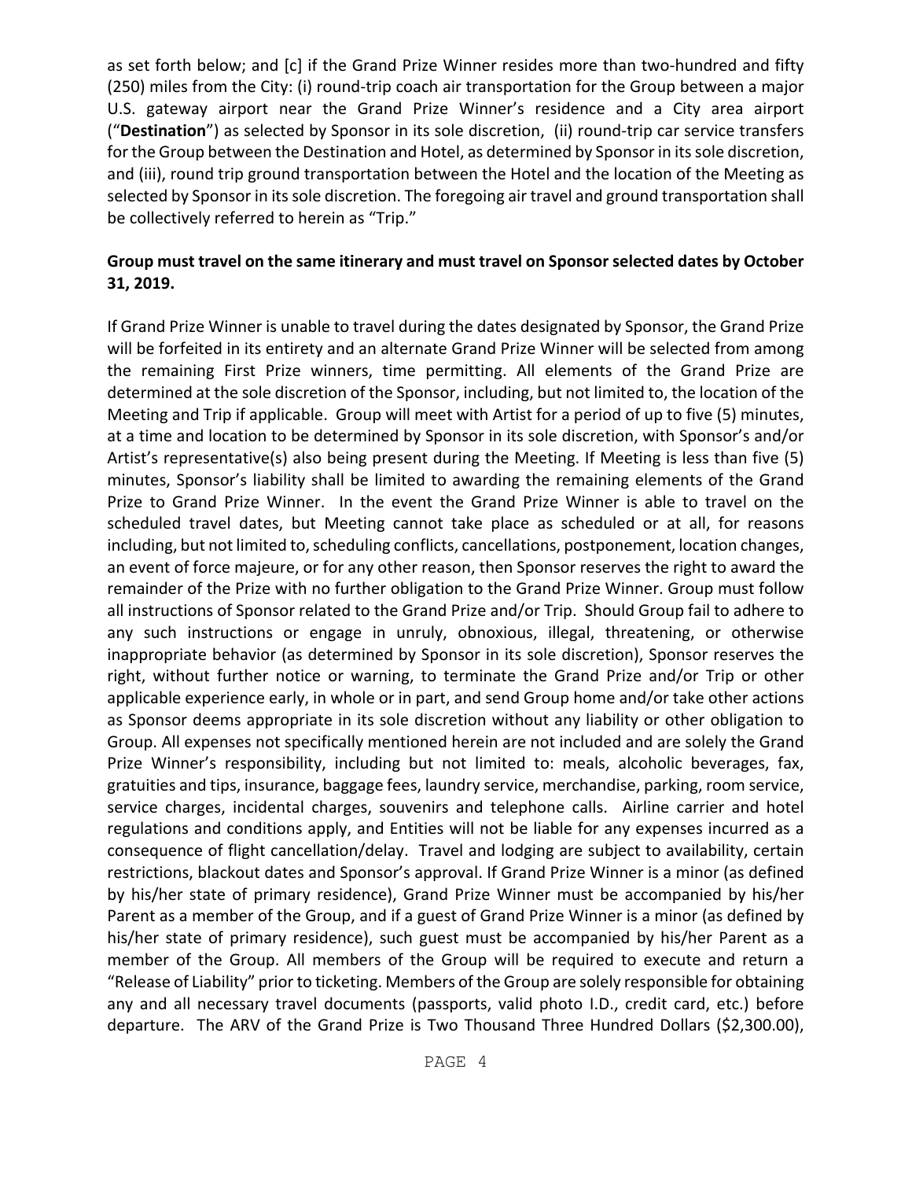as set forth below; and [c] if the Grand Prize Winner resides more than two-hundred and fifty (250) miles from the City: (i) round-trip coach air transportation for the Group between a major U.S. gateway airport near the Grand Prize Winner's residence and a City area airport ("**Destination**") as selected by Sponsor in its sole discretion, (ii) round-trip car service transfers for the Group between the Destination and Hotel, as determined by Sponsor in its sole discretion, and (iii), round trip ground transportation between the Hotel and the location of the Meeting as selected by Sponsor in its sole discretion. The foregoing air travel and ground transportation shall be collectively referred to herein as "Trip."

**Group must travel on the same itinerary and must travel on Sponsor selected dates by October 31, 2019.**

If Grand Prize Winner is unable to travel during the dates designated by Sponsor, the Grand Prize will be forfeited in its entirety and an alternate Grand Prize Winner will be selected from among the remaining First Prize winners, time permitting. All elements of the Grand Prize are determined at the sole discretion of the Sponsor, including, but not limited to, the location of the Meeting and Trip if applicable. Group will meet with Artist for a period of up to five (5) minutes, at a time and location to be determined by Sponsor in its sole discretion, with Sponsor's and/or Artist's representative(s) also being present during the Meeting. If Meeting is less than five (5) minutes, Sponsor's liability shall be limited to awarding the remaining elements of the Grand Prize to Grand Prize Winner. In the event the Grand Prize Winner is able to travel on the scheduled travel dates, but Meeting cannot take place as scheduled or at all, for reasons including, but not limited to, scheduling conflicts, cancellations, postponement, location changes, an event of force majeure, or for any other reason, then Sponsor reserves the right to award the remainder of the Prize with no further obligation to the Grand Prize Winner. Group must follow all instructions of Sponsor related to the Grand Prize and/or Trip. Should Group fail to adhere to any such instructions or engage in unruly, obnoxious, illegal, threatening, or otherwise inappropriate behavior (as determined by Sponsor in its sole discretion), Sponsor reserves the right, without further notice or warning, to terminate the Grand Prize and/or Trip or other applicable experience early, in whole or in part, and send Group home and/or take other actions as Sponsor deems appropriate in its sole discretion without any liability or other obligation to Group. All expenses not specifically mentioned herein are not included and are solely the Grand Prize Winner's responsibility, including but not limited to: meals, alcoholic beverages, fax, gratuities and tips, insurance, baggage fees, laundry service, merchandise, parking, room service, service charges, incidental charges, souvenirs and telephone calls. Airline carrier and hotel regulations and conditions apply, and Entities will not be liable for any expenses incurred as a consequence of flight cancellation/delay. Travel and lodging are subject to availability, certain restrictions, blackout dates and Sponsor's approval. If Grand Prize Winner is a minor (as defined by his/her state of primary residence), Grand Prize Winner must be accompanied by his/her Parent as a member of the Group, and if a guest of Grand Prize Winner is a minor (as defined by his/her state of primary residence), such guest must be accompanied by his/her Parent as a member of the Group. All members of the Group will be required to execute and return a "Release of Liability" prior to ticketing. Members of the Group are solely responsible for obtaining any and all necessary travel documents (passports, valid photo I.D., credit card, etc.) before departure. The ARV of the Grand Prize is Two Thousand Three Hundred Dollars ($2,300.00),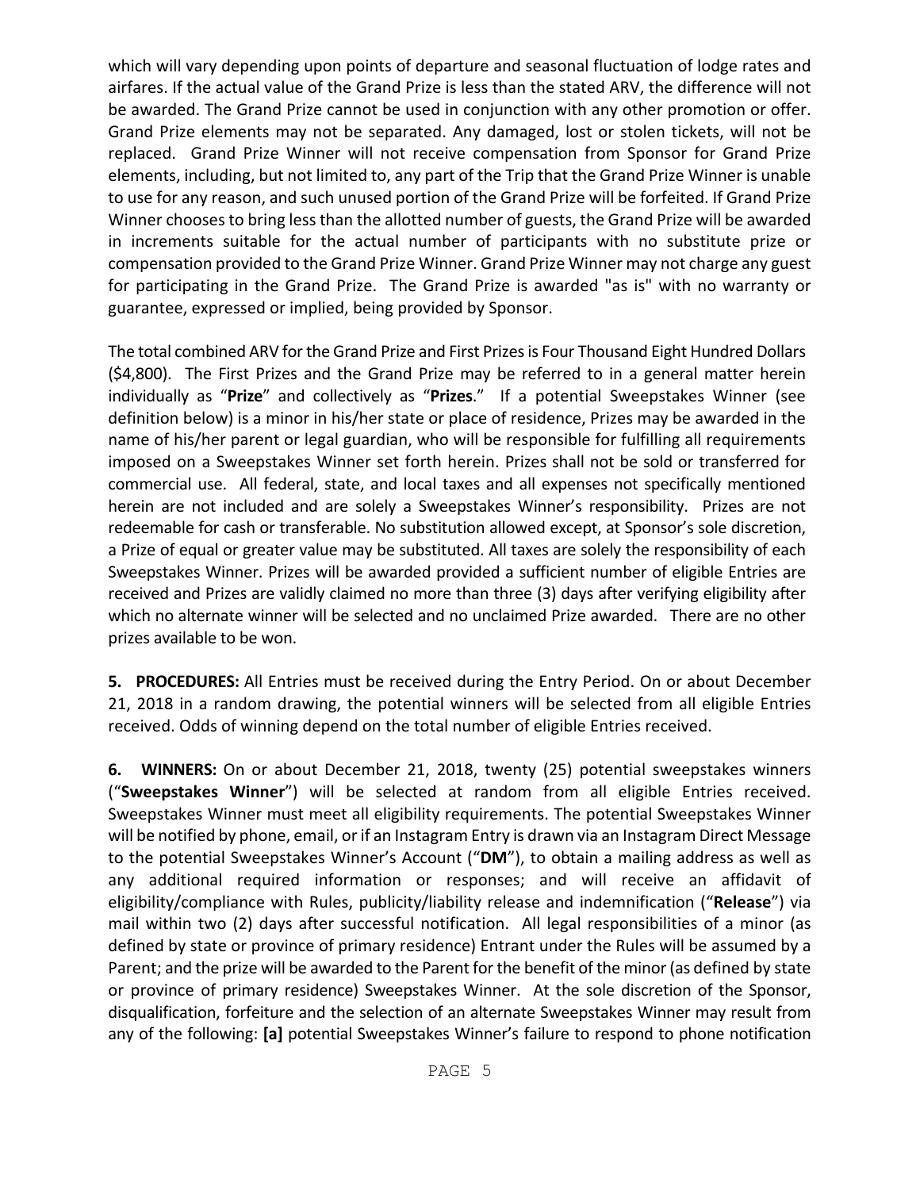which will vary depending upon points of departure and seasonal fluctuation of lodge rates and airfares. If the actual value of the Grand Prize is less than the stated ARV, the difference will not be awarded. The Grand Prize cannot be used in conjunction with any other promotion or offer. Grand Prize elements may not be separated. Any damaged, lost or stolen tickets, will not be replaced. Grand Prize Winner will not receive compensation from Sponsor for Grand Prize elements, including, but not limited to, any part of the Trip that the Grand Prize Winner is unable to use for any reason, and such unused portion of the Grand Prize will be forfeited. If Grand Prize Winner chooses to bring less than the allotted number of guests, the Grand Prize will be awarded in increments suitable for the actual number of participants with no substitute prize or compensation provided to the Grand Prize Winner. Grand Prize Winner may not charge any guest for participating in the Grand Prize. The Grand Prize is awarded "as is" with no warranty or guarantee, expressed or implied, being provided by Sponsor.

The total combined ARV for the Grand Prize and First Prizes is Four Thousand Eight Hundred Dollars ($4,800). The First Prizes and the Grand Prize may be referred to in a general matter herein individually as "**Prize**" and collectively as "**Prizes**." If a potential Sweepstakes Winner (see definition below) is a minor in his/her state or place of residence, Prizes may be awarded in the name of his/her parent or legal guardian, who will be responsible for fulfilling all requirements imposed on a Sweepstakes Winner set forth herein. Prizes shall not be sold or transferred for commercial use. All federal, state, and local taxes and all expenses not specifically mentioned herein are not included and are solely a Sweepstakes Winner's responsibility. Prizes are not redeemable for cash or transferable. No substitution allowed except, at Sponsor's sole discretion, a Prize of equal or greater value may be substituted. All taxes are solely the responsibility of each Sweepstakes Winner. Prizes will be awarded provided a sufficient number of eligible Entries are received and Prizes are validly claimed no more than three (3) days after verifying eligibility after which no alternate winner will be selected and no unclaimed Prize awarded. There are no other prizes available to be won.

**5. PROCEDURES:** All Entries must be received during the Entry Period. On or about December 21, 2018 in a random drawing, the potential winners will be selected from all eligible Entries received. Odds of winning depend on the total number of eligible Entries received.

**6. WINNERS:** On or about December 21, 2018, twenty (25) potential sweepstakes winners ("**Sweepstakes Winner**") will be selected at random from all eligible Entries received. Sweepstakes Winner must meet all eligibility requirements. The potential Sweepstakes Winner will be notified by phone, email, or if an Instagram Entry is drawn via an Instagram Direct Message to the potential Sweepstakes Winner's Account ("**DM**"), to obtain a mailing address as well as any additional required information or responses; and will receive an affidavit of eligibility/compliance with Rules, publicity/liability release and indemnification ("**Release**") via mail within two (2) days after successful notification. All legal responsibilities of a minor (as defined by state or province of primary residence) Entrant under the Rules will be assumed by a Parent; and the prize will be awarded to the Parent for the benefit of the minor (as defined by state or province of primary residence) Sweepstakes Winner. At the sole discretion of the Sponsor, disqualification, forfeiture and the selection of an alternate Sweepstakes Winner may result from any of the following: **[a]** potential Sweepstakes Winner's failure to respond to phone notification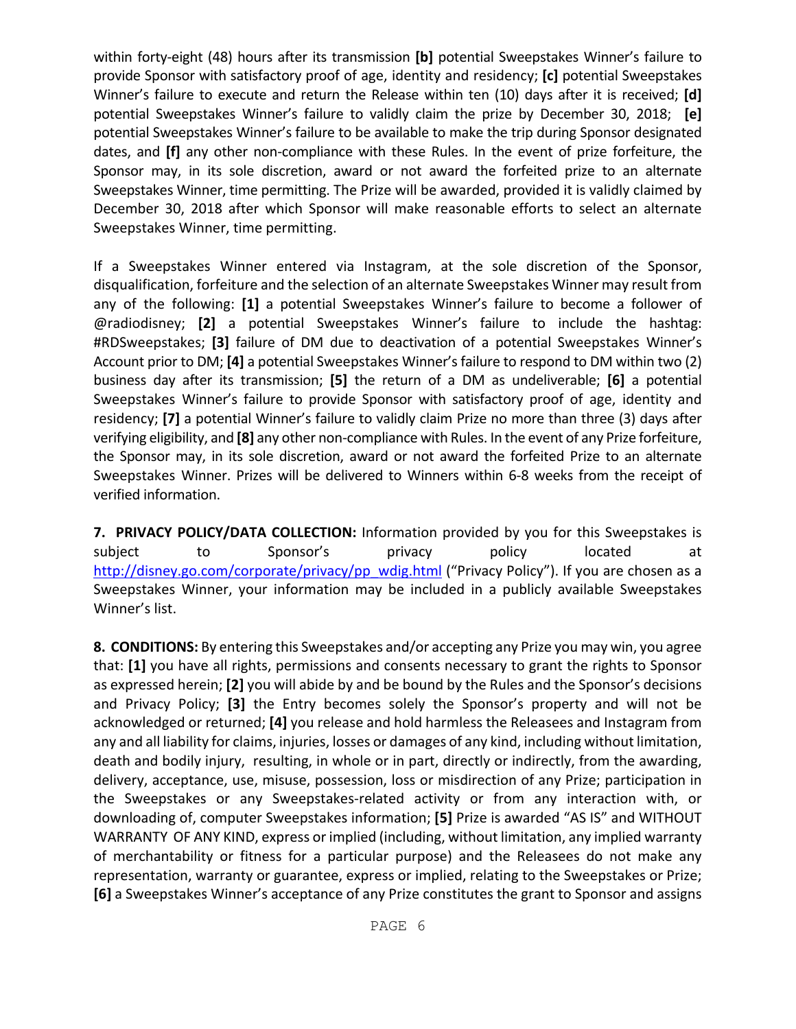within forty-eight (48) hours after its transmission **[b]** potential Sweepstakes Winner's failure to provide Sponsor with satisfactory proof of age, identity and residency; **[c]** potential Sweepstakes Winner's failure to execute and return the Release within ten (10) days after it is received; **[d]** potential Sweepstakes Winner's failure to validly claim the prize by December 30, 2018; **[e]** potential Sweepstakes Winner's failure to be available to make the trip during Sponsor designated dates, and **[f]** any other non-compliance with these Rules. In the event of prize forfeiture, the Sponsor may, in its sole discretion, award or not award the forfeited prize to an alternate Sweepstakes Winner, time permitting. The Prize will be awarded, provided it is validly claimed by December 30, 2018 after which Sponsor will make reasonable efforts to select an alternate Sweepstakes Winner, time permitting.

If a Sweepstakes Winner entered via Instagram, at the sole discretion of the Sponsor, disqualification, forfeiture and the selection of an alternate Sweepstakes Winner may result from any of the following: **[1]** a potential Sweepstakes Winner's failure to become a follower of @radiodisney; **[2]** a potential Sweepstakes Winner's failure to include the hashtag: #RDSweepstakes; **[3]** failure of DM due to deactivation of a potential Sweepstakes Winner's Account prior to DM; **[4]** a potential Sweepstakes Winner's failure to respond to DM within two (2) business day after its transmission; **[5]** the return of a DM as undeliverable; **[6]** a potential Sweepstakes Winner's failure to provide Sponsor with satisfactory proof of age, identity and residency; **[7]** a potential Winner's failure to validly claim Prize no more than three (3) days after verifying eligibility, and **[8]** any other non-compliance with Rules. In the event of any Prize forfeiture, the Sponsor may, in its sole discretion, award or not award the forfeited Prize to an alternate Sweepstakes Winner. Prizes will be delivered to Winners within 6-8 weeks from the receipt of verified information.

**7. PRIVACY POLICY/DATA COLLECTION:** Information provided by you for this Sweepstakes is subject to Sponsor's privacy policy located at [http://disney.go.com/corporate/privacy/pp_wdig.html](http://disney.go.com/corporate/privacy/pp_wdig.html) ("Privacy Policy"). If you are chosen as a Sweepstakes Winner, your information may be included in a publicly available Sweepstakes Winner's list.

**8. CONDITIONS:** By entering this Sweepstakes and/or accepting any Prize you may win, you agree that: **[1]** you have all rights, permissions and consents necessary to grant the rights to Sponsor as expressed herein; **[2]** you will abide by and be bound by the Rules and the Sponsor's decisions and Privacy Policy; **[3]** the Entry becomes solely the Sponsor's property and will not be acknowledged or returned; **[4]** you release and hold harmless the Releasees and Instagram from any and all liability for claims, injuries, losses or damages of any kind, including without limitation, death and bodily injury, resulting, in whole or in part, directly or indirectly, from the awarding, delivery, acceptance, use, misuse, possession, loss or misdirection of any Prize; participation in the Sweepstakes or any Sweepstakes-related activity or from any interaction with, or downloading of, computer Sweepstakes information; **[5]** Prize is awarded "AS IS" and WITHOUT WARRANTY OF ANY KIND, express or implied (including, without limitation, any implied warranty of merchantability or fitness for a particular purpose) and the Releasees do not make any representation, warranty or guarantee, express or implied, relating to the Sweepstakes or Prize; **[6]** a Sweepstakes Winner's acceptance of any Prize constitutes the grant to Sponsor and assigns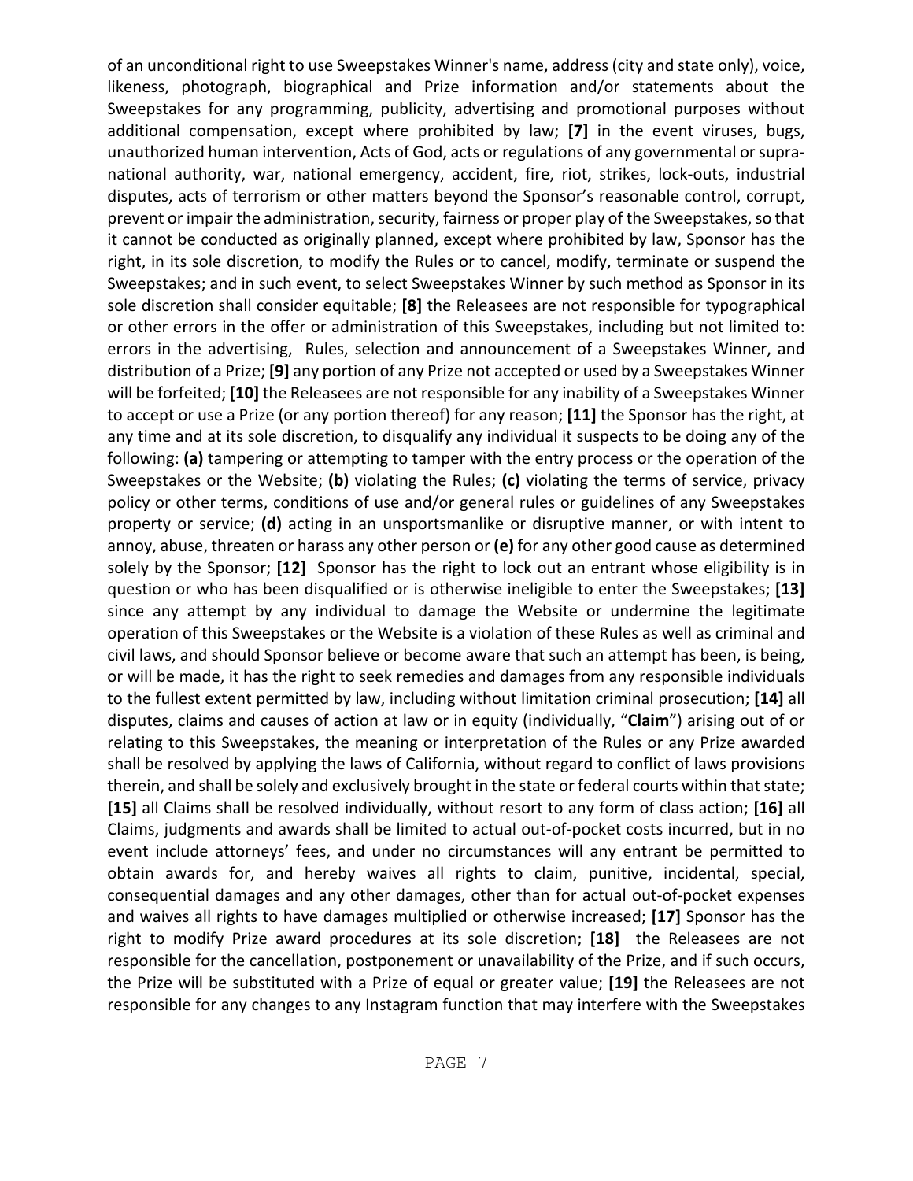of an unconditional right to use Sweepstakes Winner's name, address (city and state only), voice, likeness, photograph, biographical and Prize information and/or statements about the Sweepstakes for any programming, publicity, advertising and promotional purposes without additional compensation, except where prohibited by law; **[7]** in the event viruses, bugs, unauthorized human intervention, Acts of God, acts or regulations of any governmental or supra-national authority, war, national emergency, accident, fire, riot, strikes, lock-outs, industrial disputes, acts of terrorism or other matters beyond the Sponsor's reasonable control, corrupt, prevent or impair the administration, security, fairness or proper play of the Sweepstakes, so that it cannot be conducted as originally planned, except where prohibited by law, Sponsor has the right, in its sole discretion, to modify the Rules or to cancel, modify, terminate or suspend the Sweepstakes; and in such event, to select Sweepstakes Winner by such method as Sponsor in its sole discretion shall consider equitable; **[8]** the Releasees are not responsible for typographical or other errors in the offer or administration of this Sweepstakes, including but not limited to: errors in the advertising, Rules, selection and announcement of a Sweepstakes Winner, and distribution of a Prize; **[9]** any portion of any Prize not accepted or used by a Sweepstakes Winner will be forfeited; **[10]** the Releasees are not responsible for any inability of a Sweepstakes Winner to accept or use a Prize (or any portion thereof) for any reason; **[11]** the Sponsor has the right, at any time and at its sole discretion, to disqualify any individual it suspects to be doing any of the following: **(a)** tampering or attempting to tamper with the entry process or the operation of the Sweepstakes or the Website; **(b)** violating the Rules; **(c)** violating the terms of service, privacy policy or other terms, conditions of use and/or general rules or guidelines of any Sweepstakes property or service; **(d)** acting in an unsportsmanlike or disruptive manner, or with intent to annoy, abuse, threaten or harass any other person or **(e)** for any other good cause as determined solely by the Sponsor; **[12]** Sponsor has the right to lock out an entrant whose eligibility is in question or who has been disqualified or is otherwise ineligible to enter the Sweepstakes; **[13]** since any attempt by any individual to damage the Website or undermine the legitimate operation of this Sweepstakes or the Website is a violation of these Rules as well as criminal and civil laws, and should Sponsor believe or become aware that such an attempt has been, is being, or will be made, it has the right to seek remedies and damages from any responsible individuals to the fullest extent permitted by law, including without limitation criminal prosecution; **[14]** all disputes, claims and causes of action at law or in equity (individually, "**Claim**") arising out of or relating to this Sweepstakes, the meaning or interpretation of the Rules or any Prize awarded shall be resolved by applying the laws of California, without regard to conflict of laws provisions therein, and shall be solely and exclusively brought in the state or federal courts within that state; **[15]** all Claims shall be resolved individually, without resort to any form of class action; **[16]** all Claims, judgments and awards shall be limited to actual out-of-pocket costs incurred, but in no event include attorneys' fees, and under no circumstances will any entrant be permitted to obtain awards for, and hereby waives all rights to claim, punitive, incidental, special, consequential damages and any other damages, other than for actual out-of-pocket expenses and waives all rights to have damages multiplied or otherwise increased; **[17]** Sponsor has the right to modify Prize award procedures at its sole discretion; **[18]** the Releasees are not responsible for the cancellation, postponement or unavailability of the Prize, and if such occurs, the Prize will be substituted with a Prize of equal or greater value; **[19]** the Releasees are not responsible for any changes to any Instagram function that may interfere with the Sweepstakes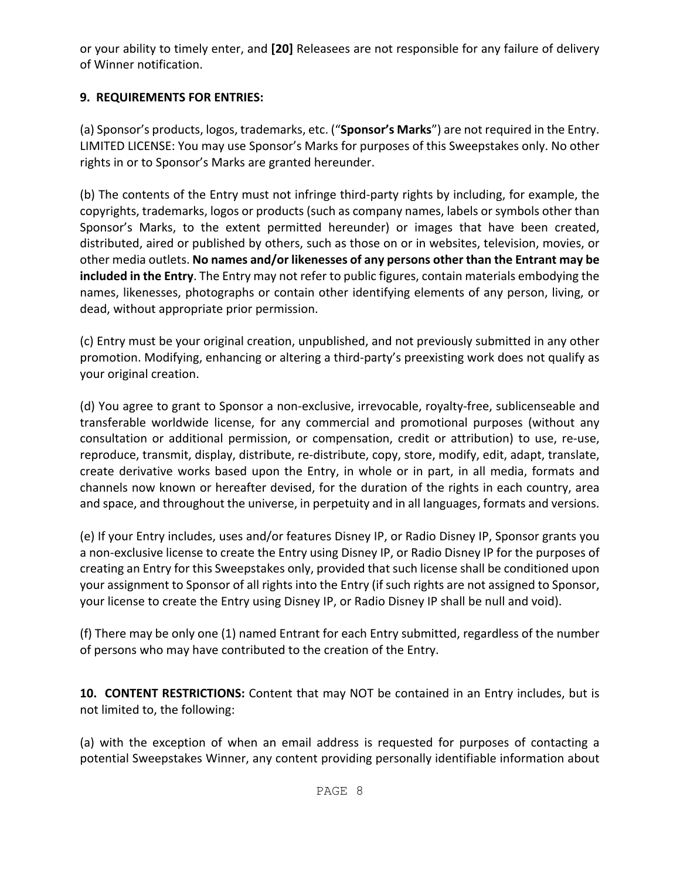or your ability to timely enter, and **[20]** Releasees are not responsible for any failure of delivery of Winner notification.

**9. REQUIREMENTS FOR ENTRIES:**

(a) Sponsor's products, logos, trademarks, etc. ("**Sponsor's Marks**") are not required in the Entry. LIMITED LICENSE: You may use Sponsor's Marks for purposes of this Sweepstakes only. No other rights in or to Sponsor's Marks are granted hereunder.

(b) The contents of the Entry must not infringe third-party rights by including, for example, the copyrights, trademarks, logos or products (such as company names, labels or symbols other than Sponsor's Marks, to the extent permitted hereunder) or images that have been created, distributed, aired or published by others, such as those on or in websites, television, movies, or other media outlets. **No names and/or likenesses of any persons other than the Entrant may be included in the Entry**. The Entry may not refer to public figures, contain materials embodying the names, likenesses, photographs or contain other identifying elements of any person, living, or dead, without appropriate prior permission.

(c) Entry must be your original creation, unpublished, and not previously submitted in any other promotion. Modifying, enhancing or altering a third-party's preexisting work does not qualify as your original creation.

(d) You agree to grant to Sponsor a non-exclusive, irrevocable, royalty-free, sublicenseable and transferable worldwide license, for any commercial and promotional purposes (without any consultation or additional permission, or compensation, credit or attribution) to use, re-use, reproduce, transmit, display, distribute, re-distribute, copy, store, modify, edit, adapt, translate, create derivative works based upon the Entry, in whole or in part, in all media, formats and channels now known or hereafter devised, for the duration of the rights in each country, area and space, and throughout the universe, in perpetuity and in all languages, formats and versions.

(e) If your Entry includes, uses and/or features Disney IP, or Radio Disney IP, Sponsor grants you a non-exclusive license to create the Entry using Disney IP, or Radio Disney IP for the purposes of creating an Entry for this Sweepstakes only, provided that such license shall be conditioned upon your assignment to Sponsor of all rights into the Entry (if such rights are not assigned to Sponsor, your license to create the Entry using Disney IP, or Radio Disney IP shall be null and void).

(f) There may be only one (1) named Entrant for each Entry submitted, regardless of the number of persons who may have contributed to the creation of the Entry.

**10. CONTENT RESTRICTIONS:** Content that may NOT be contained in an Entry includes, but is not limited to, the following:

(a) with the exception of when an email address is requested for purposes of contacting a potential Sweepstakes Winner, any content providing personally identifiable information about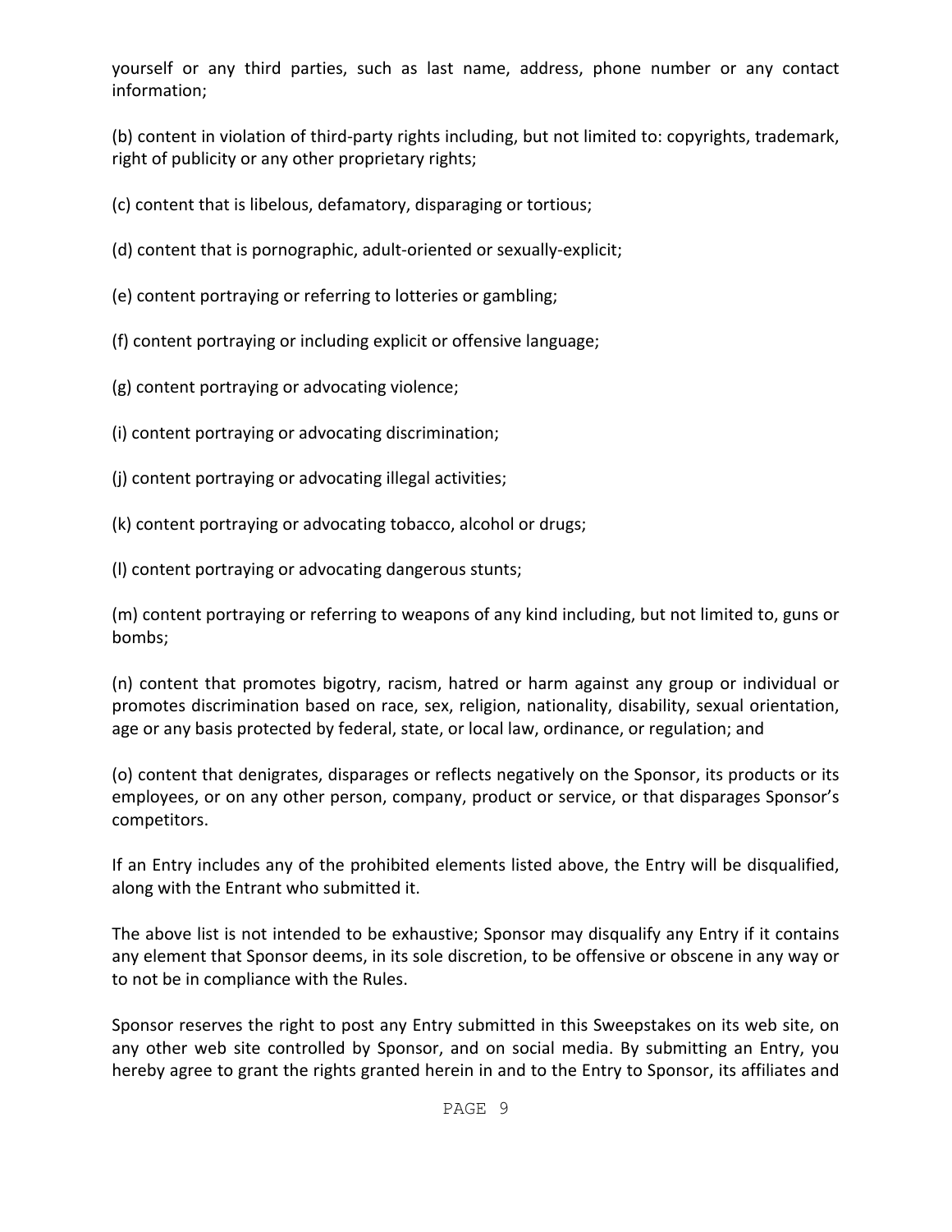yourself or any third parties, such as last name, address, phone number or any contact information;

(b) content in violation of third-party rights including, but not limited to: copyrights, trademark, right of publicity or any other proprietary rights;

(c) content that is libelous, defamatory, disparaging or tortious;

(d) content that is pornographic, adult-oriented or sexually-explicit;

(e) content portraying or referring to lotteries or gambling;

(f) content portraying or including explicit or offensive language;

(g) content portraying or advocating violence;

(i) content portraying or advocating discrimination;

(j) content portraying or advocating illegal activities;

(k) content portraying or advocating tobacco, alcohol or drugs;

(l) content portraying or advocating dangerous stunts;

(m) content portraying or referring to weapons of any kind including, but not limited to, guns or bombs;

(n) content that promotes bigotry, racism, hatred or harm against any group or individual or promotes discrimination based on race, sex, religion, nationality, disability, sexual orientation, age or any basis protected by federal, state, or local law, ordinance, or regulation; and

(o) content that denigrates, disparages or reflects negatively on the Sponsor, its products or its employees, or on any other person, company, product or service, or that disparages Sponsor's competitors.

If an Entry includes any of the prohibited elements listed above, the Entry will be disqualified, along with the Entrant who submitted it.

The above list is not intended to be exhaustive; Sponsor may disqualify any Entry if it contains any element that Sponsor deems, in its sole discretion, to be offensive or obscene in any way or to not be in compliance with the Rules.

Sponsor reserves the right to post any Entry submitted in this Sweepstakes on its web site, on any other web site controlled by Sponsor, and on social media. By submitting an Entry, you hereby agree to grant the rights granted herein in and to the Entry to Sponsor, its affiliates and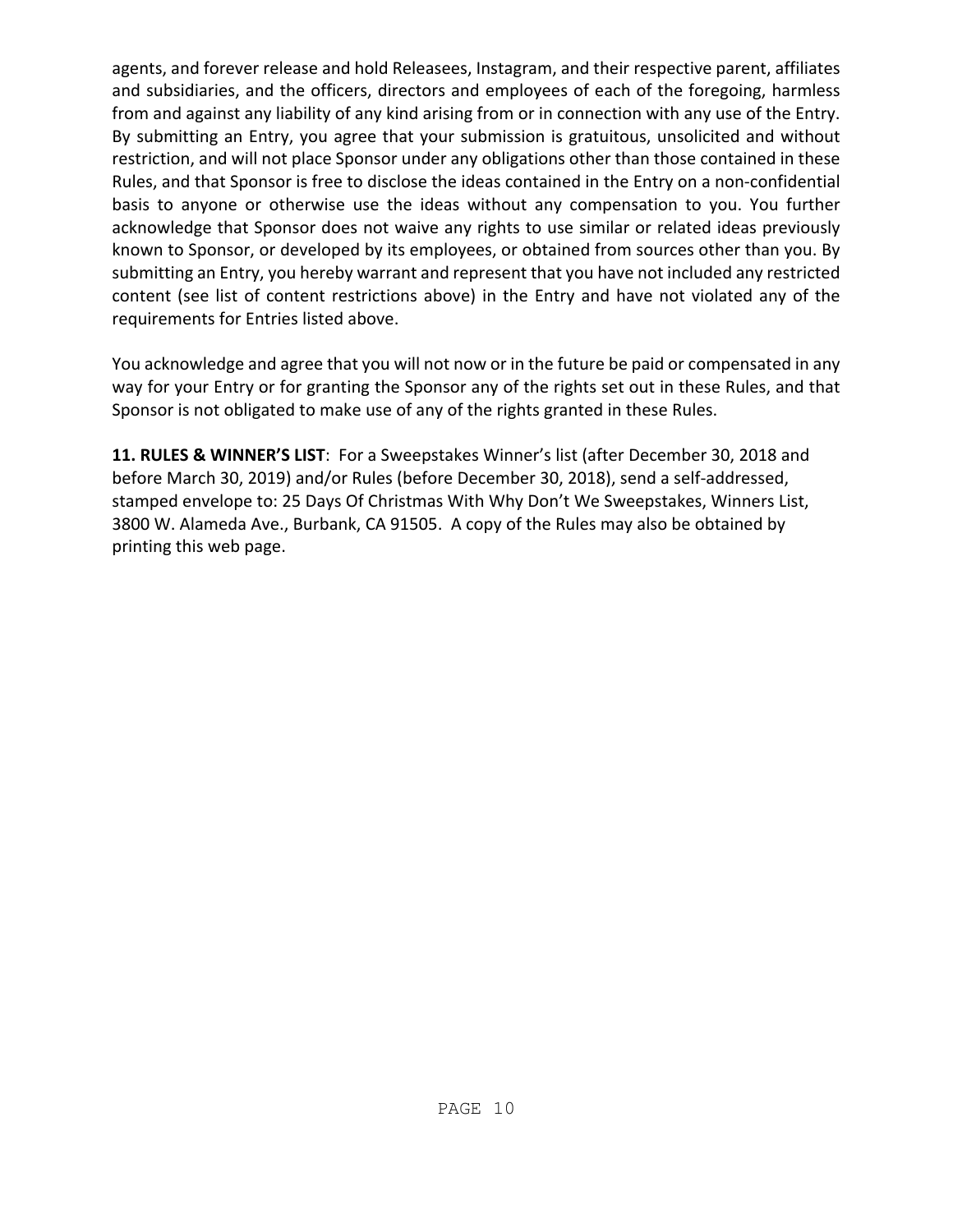agents, and forever release and hold Releasees, Instagram, and their respective parent, affiliates and subsidiaries, and the officers, directors and employees of each of the foregoing, harmless from and against any liability of any kind arising from or in connection with any use of the Entry. By submitting an Entry, you agree that your submission is gratuitous, unsolicited and without restriction, and will not place Sponsor under any obligations other than those contained in these Rules, and that Sponsor is free to disclose the ideas contained in the Entry on a non-confidential basis to anyone or otherwise use the ideas without any compensation to you. You further acknowledge that Sponsor does not waive any rights to use similar or related ideas previously known to Sponsor, or developed by its employees, or obtained from sources other than you. By submitting an Entry, you hereby warrant and represent that you have not included any restricted content (see list of content restrictions above) in the Entry and have not violated any of the requirements for Entries listed above.

You acknowledge and agree that you will not now or in the future be paid or compensated in any way for your Entry or for granting the Sponsor any of the rights set out in these Rules, and that Sponsor is not obligated to make use of any of the rights granted in these Rules.

**11. RULES & WINNER'S LIST**: For a Sweepstakes Winner's list (after December 30, 2018 and before March 30, 2019) and/or Rules (before December 30, 2018), send a self-addressed, stamped envelope to: 25 Days Of Christmas With Why Don't We Sweepstakes, Winners List, 3800 W. Alameda Ave., Burbank, CA 91505. A copy of the Rules may also be obtained by printing this web page.